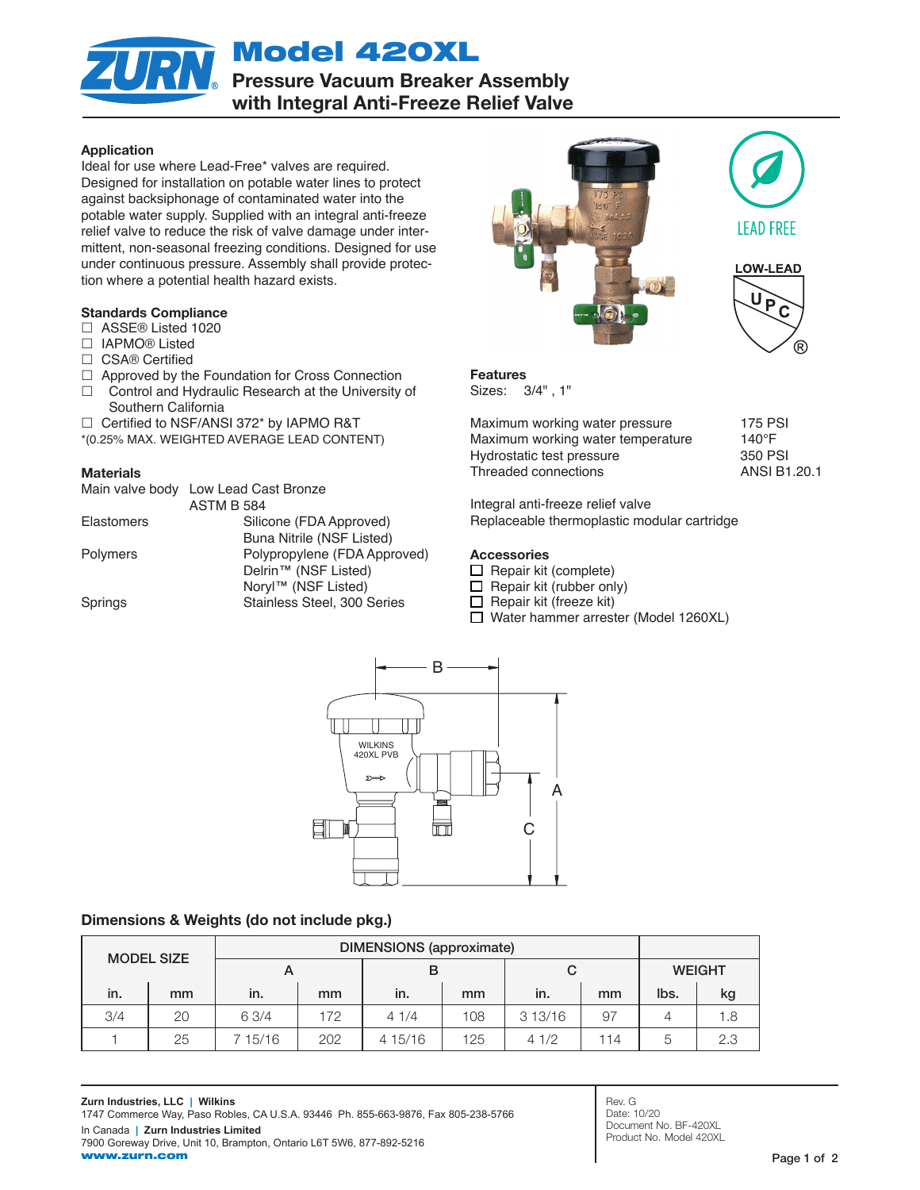# Model 420XL

## Pressure Vacuum Breaker Assembly with Integral Anti-Freeze Relief Valve

### Application

Ideal for use where Lead-Free* valves are required. Designed for installation on potable water lines to protect against backsiphonage of contaminated water into the potable water supply. Supplied with an integral anti-freeze relief valve to reduce the risk of valve damage under intermittent, non-seasonal freezing conditions. Designed for use under continuous pressure. Assembly shall provide protection where a potential health hazard exists.

### Standards Compliance

- ☐ ASSE® Listed 1020
- ☐ IAPMO® Listed
- ☐ CSA® Certified
- ☐ Approved by the Foundation for Cross Connection Control and Hydraulic Research at the University of Southern California
- ☐ Certified to NSF/ANSI 372* by IAPMO R&T

*(0.25% MAX. WEIGHTED AVERAGE LEAD CONTENT)

### Materials

| | |
|---|---|
| Main valve body | Low Lead Cast Bronze ASTM B 584 |
| Elastomers | Silicone (FDA Approved) |
| | Buna Nitrile (NSF Listed) |
| Polymers | Polypropylene (FDA Approved) |
| | Delrin™ (NSF Listed) |
| | Noryl™ (NSF Listed) |
| Springs | Stainless Steel, 300 Series |

LEAD FREE

LOW-LEAD UPC®

### Features

Sizes: 3/4" , 1"

| | |
|---|---|
| Maximum working water pressure | 175 PSI |
| Maximum working water temperature | 140°F |
| Hydrostatic test pressure | 350 PSI |
| Threaded connections | ANSI B1.20.1 |

Integral anti-freeze relief valve
Replaceable thermoplastic modular cartridge

### Accessories

- ☐ Repair kit (complete)
- ☐ Repair kit (rubber only)
- ☐ Repair kit (freeze kit)
- ☐ Water hammer arrester (Model 1260XL)

### Dimensions & Weights (do not include pkg.)

| MODEL SIZE | | DIMENSIONS (approximate) | | | | | | WEIGHT | |
|---|---|---|---|---|---|---|---|---|---|
| | | A | | B | | C | | | |
| in. | mm | in. | mm | in. | mm | in. | mm | lbs. | kg |
| 3/4 | 20 | 6 3/4 | 172 | 4 1/4 | 108 | 3 13/16 | 97 | 4 | 1.8 |
| 1 | 25 | 7 15/16 | 202 | 4 15/16 | 125 | 4 1/2 | 114 | 5 | 2.3 |

**Zurn Industries, LLC | Wilkins**
1747 Commerce Way, Paso Robles, CA U.S.A. 93446 Ph. 855-663-9876, Fax 805-238-5766
In Canada | **Zurn Industries Limited**
7900 Goreway Drive, Unit 10, Brampton, Ontario L6T 5W6, 877-892-5216
**www.zurn.com**

Rev. G
Date: 10/20
Document No. BF-420XL
Product No. Model 420XL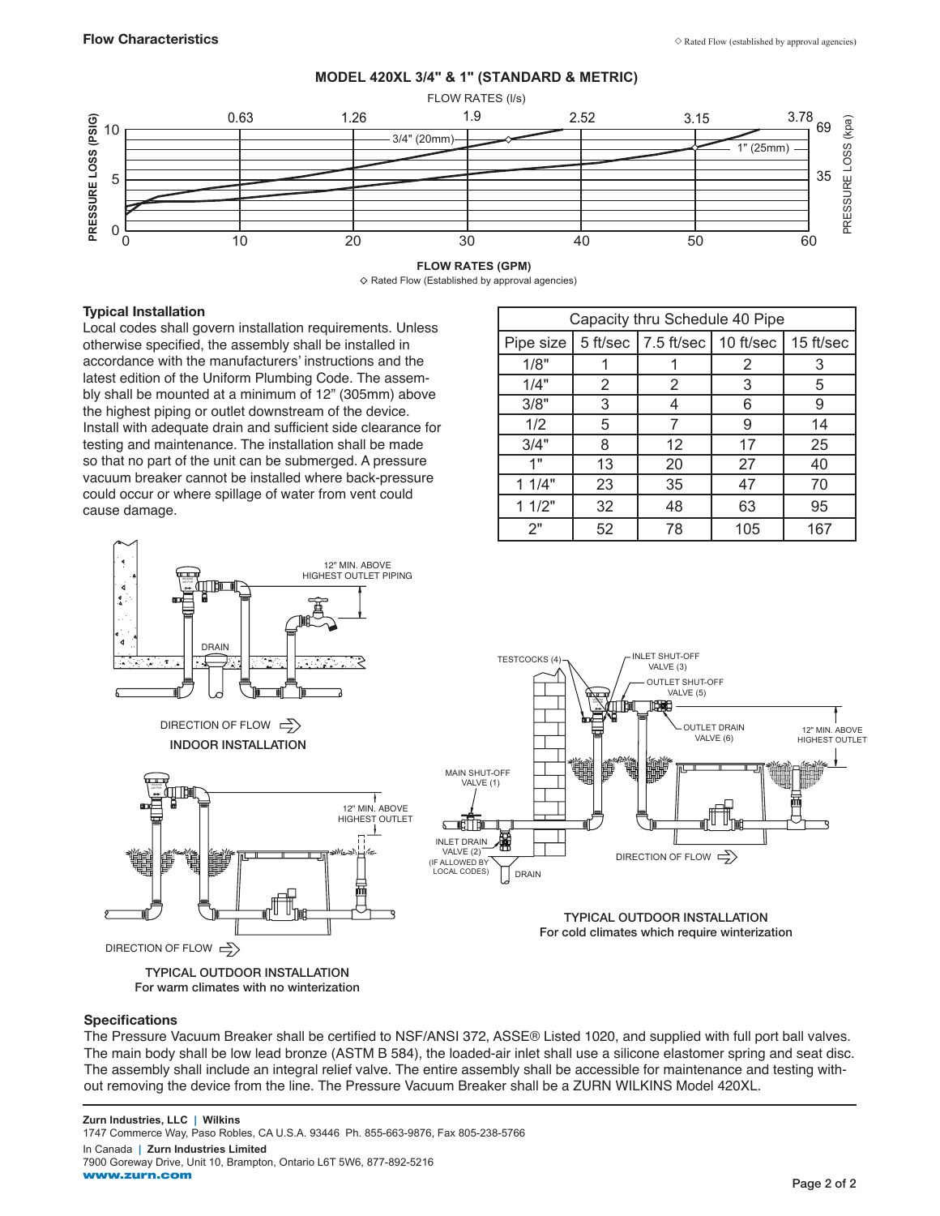## Flow Characteristics

◇ Rated Flow (established by approval agencies)

**MODEL 420XL 3/4" & 1" (STANDARD & METRIC)**

FLOW RATES (l/s)

0.63 1.26 1.9 2.52 3.15 3.78

PRESSURE LOSS (PSIG)

0 5 10

PRESSURE LOSS (kpa)

35 69

3/4" (20mm)

1" (25mm)

0 10 20 30 40 50 60

**FLOW RATES (GPM)**

◇ Rated Flow (Established by approval agencies)

### Typical Installation

Local codes shall govern installation requirements. Unless otherwise specified, the assembly shall be installed in accordance with the manufacturers' instructions and the latest edition of the Uniform Plumbing Code. The assembly shall be mounted at a minimum of 12" (305mm) above the highest piping or outlet downstream of the device. Install with adequate drain and sufficient side clearance for testing and maintenance. The installation shall be made so that no part of the unit can be submerged. A pressure vacuum breaker cannot be installed where back-pressure could occur or where spillage of water from vent could cause damage.

| Capacity thru Schedule 40 Pipe | | | | |
|---|---|---|---|---|
| Pipe size | 5 ft/sec | 7.5 ft/sec | 10 ft/sec | 15 ft/sec |
| 1/8" | 1 | 1 | 2 | 3 |
| 1/4" | 2 | 2 | 3 | 5 |
| 3/8" | 3 | 4 | 6 | 9 |
| 1/2 | 5 | 7 | 9 | 14 |
| 3/4" | 8 | 12 | 17 | 25 |
| 1" | 13 | 20 | 27 | 40 |
| 1 1/4" | 23 | 35 | 47 | 70 |
| 1 1/2" | 32 | 48 | 63 | 95 |
| 2" | 52 | 78 | 105 | 167 |

12" MIN. ABOVE HIGHEST OUTLET PIPING

DRAIN

DIRECTION OF FLOW

**INDOOR INSTALLATION**

12" MIN. ABOVE HIGHEST OUTLET

DIRECTION OF FLOW

**TYPICAL OUTDOOR INSTALLATION**
For warm climates with no winterization

TESTCOCKS (4)

INLET SHUT-OFF VALVE (3)

OUTLET SHUT-OFF VALVE (5)

OUTLET DRAIN VALVE (6)

12" MIN. ABOVE HIGHEST OUTLET

MAIN SHUT-OFF VALVE (1)

INLET DRAIN VALVE (2) (IF ALLOWED BY LOCAL CODES)

DRAIN

DIRECTION OF FLOW

**TYPICAL OUTDOOR INSTALLATION**
For cold climates which require winterization

### Specifications

The Pressure Vacuum Breaker shall be certified to NSF/ANSI 372, ASSE® Listed 1020, and supplied with full port ball valves. The main body shall be low lead bronze (ASTM B 584), the loaded-air inlet shall use a silicone elastomer spring and seat disc. The assembly shall include an integral relief valve. The entire assembly shall be accessible for maintenance and testing without removing the device from the line. The Pressure Vacuum Breaker shall be a ZURN WILKINS Model 420XL.

**Zurn Industries, LLC | Wilkins**
1747 Commerce Way, Paso Robles, CA U.S.A. 93446 Ph. 855-663-9876, Fax 805-238-5766

In Canada | **Zurn Industries Limited**
7900 Goreway Drive, Unit 10, Brampton, Ontario L6T 5W6, 877-892-5216

**www.zurn.com**